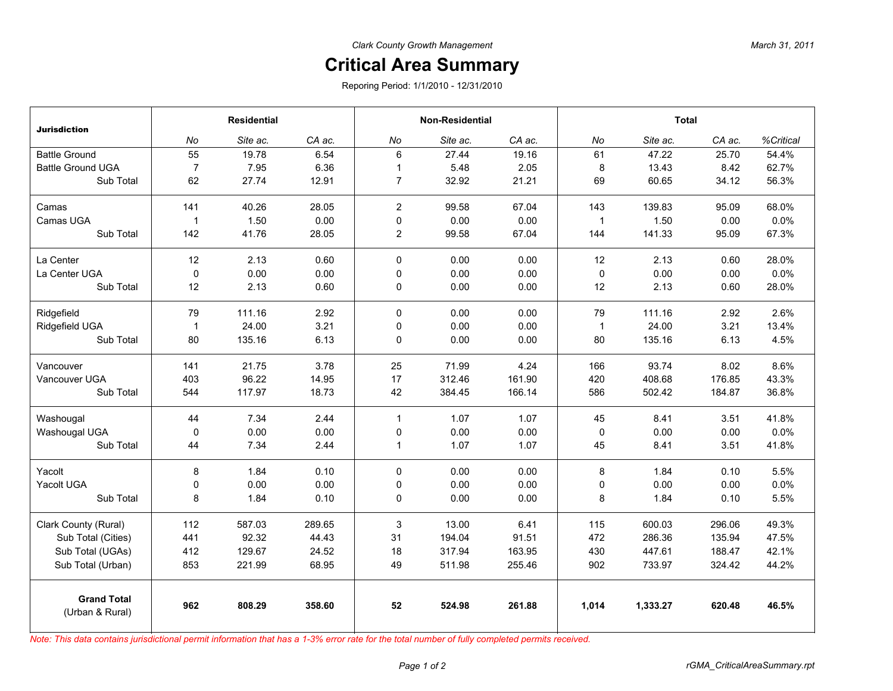*Clark County Growth Management*

*March 31, 2011*

# Critical Area Summary

Reporing Period: 1/1/2010 - 12/31/2010

| Jurisdiction | Residential | | | Non-Residential | | | Total | | | |
|---|---|---|---|---|---|---|---|---|---|---|
| | *No* | *Site ac.* | *CA ac.* | *No* | *Site ac.* | *CA ac.* | *No* | *Site ac.* | *CA ac.* | *%Critical* |
| Battle Ground | 55 | 19.78 | 6.54 | 6 | 27.44 | 19.16 | 61 | 47.22 | 25.70 | 54.4% |
| Battle Ground UGA | 7 | 7.95 | 6.36 | 1 | 5.48 | 2.05 | 8 | 13.43 | 8.42 | 62.7% |
| Sub Total | 62 | 27.74 | 12.91 | 7 | 32.92 | 21.21 | 69 | 60.65 | 34.12 | 56.3% |
| Camas | 141 | 40.26 | 28.05 | 2 | 99.58 | 67.04 | 143 | 139.83 | 95.09 | 68.0% |
| Camas UGA | 1 | 1.50 | 0.00 | 0 | 0.00 | 0.00 | 1 | 1.50 | 0.00 | 0.0% |
| Sub Total | 142 | 41.76 | 28.05 | 2 | 99.58 | 67.04 | 144 | 141.33 | 95.09 | 67.3% |
| La Center | 12 | 2.13 | 0.60 | 0 | 0.00 | 0.00 | 12 | 2.13 | 0.60 | 28.0% |
| La Center UGA | 0 | 0.00 | 0.00 | 0 | 0.00 | 0.00 | 0 | 0.00 | 0.00 | 0.0% |
| Sub Total | 12 | 2.13 | 0.60 | 0 | 0.00 | 0.00 | 12 | 2.13 | 0.60 | 28.0% |
| Ridgefield | 79 | 111.16 | 2.92 | 0 | 0.00 | 0.00 | 79 | 111.16 | 2.92 | 2.6% |
| Ridgefield UGA | 1 | 24.00 | 3.21 | 0 | 0.00 | 0.00 | 1 | 24.00 | 3.21 | 13.4% |
| Sub Total | 80 | 135.16 | 6.13 | 0 | 0.00 | 0.00 | 80 | 135.16 | 6.13 | 4.5% |
| Vancouver | 141 | 21.75 | 3.78 | 25 | 71.99 | 4.24 | 166 | 93.74 | 8.02 | 8.6% |
| Vancouver UGA | 403 | 96.22 | 14.95 | 17 | 312.46 | 161.90 | 420 | 408.68 | 176.85 | 43.3% |
| Sub Total | 544 | 117.97 | 18.73 | 42 | 384.45 | 166.14 | 586 | 502.42 | 184.87 | 36.8% |
| Washougal | 44 | 7.34 | 2.44 | 1 | 1.07 | 1.07 | 45 | 8.41 | 3.51 | 41.8% |
| Washougal UGA | 0 | 0.00 | 0.00 | 0 | 0.00 | 0.00 | 0 | 0.00 | 0.00 | 0.0% |
| Sub Total | 44 | 7.34 | 2.44 | 1 | 1.07 | 1.07 | 45 | 8.41 | 3.51 | 41.8% |
| Yacolt | 8 | 1.84 | 0.10 | 0 | 0.00 | 0.00 | 8 | 1.84 | 0.10 | 5.5% |
| Yacolt UGA | 0 | 0.00 | 0.00 | 0 | 0.00 | 0.00 | 0 | 0.00 | 0.00 | 0.0% |
| Sub Total | 8 | 1.84 | 0.10 | 0 | 0.00 | 0.00 | 8 | 1.84 | 0.10 | 5.5% |
| Clark County (Rural) | 112 | 587.03 | 289.65 | 3 | 13.00 | 6.41 | 115 | 600.03 | 296.06 | 49.3% |
| Sub Total (Cities) | 441 | 92.32 | 44.43 | 31 | 194.04 | 91.51 | 472 | 286.36 | 135.94 | 47.5% |
| Sub Total (UGAs) | 412 | 129.67 | 24.52 | 18 | 317.94 | 163.95 | 430 | 447.61 | 188.47 | 42.1% |
| Sub Total (Urban) | 853 | 221.99 | 68.95 | 49 | 511.98 | 255.46 | 902 | 733.97 | 324.42 | 44.2% |
| **Grand Total** (Urban & Rural) | **962** | **808.29** | **358.60** | **52** | **524.98** | **261.88** | **1,014** | **1,333.27** | **620.48** | **46.5%** |

*Note: This data contains jurisdictional permit information that has a 1-3% error rate for the total number of fully completed permits received.*

*rGMA_CriticalAreaSummary.rpt*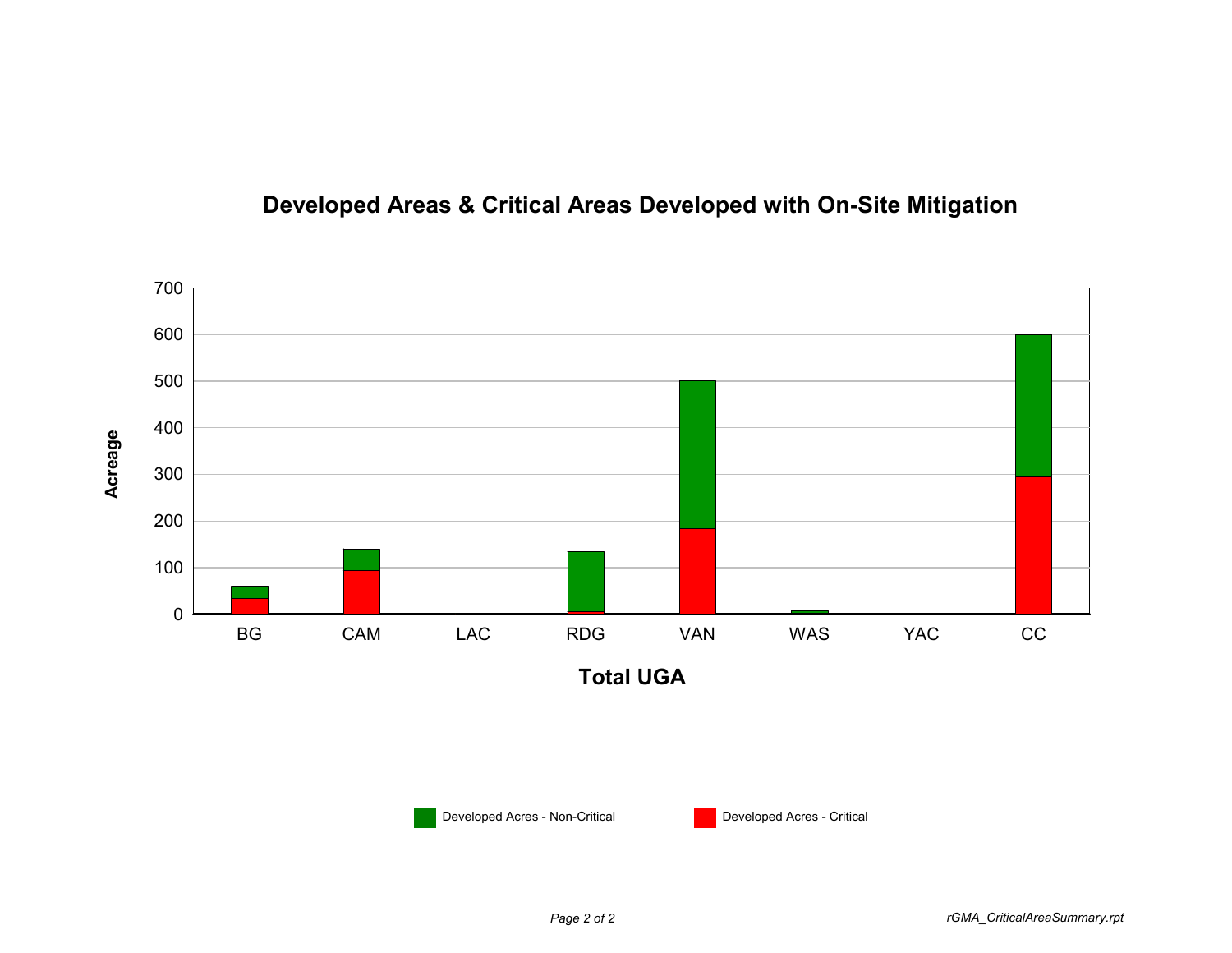## Developed Areas & Critical Areas Developed with On-Site Mitigation

Acreage

700
600
500
400
300
200
100
0

BG
CAM
LAC
RDG
VAN
WAS
YAC
CC

**Total UGA**

Developed Acres - Non-Critical

Developed Acres - Critical

*rGMA_CriticalAreaSummary.rpt*